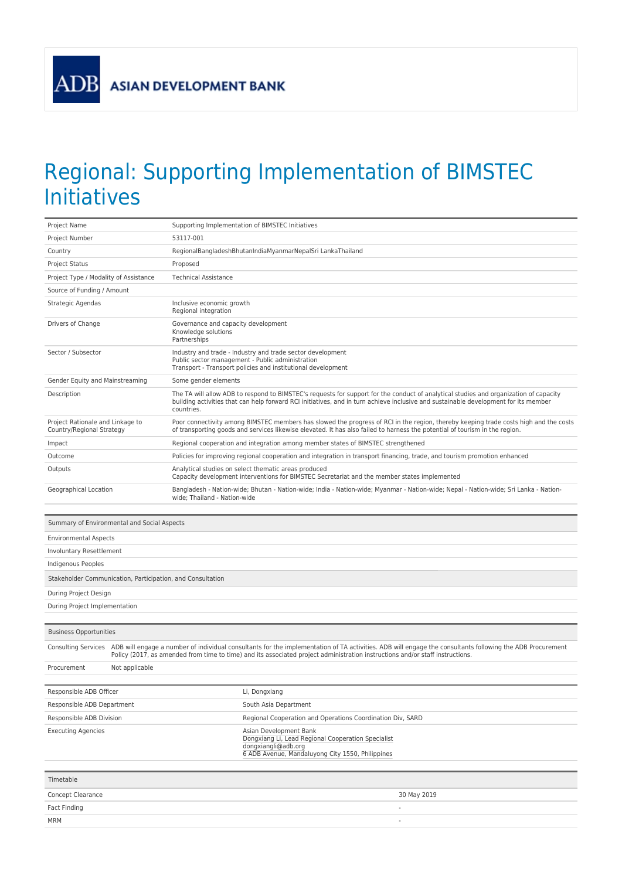ASIAN DEVELOPMENT BANK

# Regional: Supporting Implementation of BIMSTEC Initiatives

| | |
|---|---|
| Project Name | Supporting Implementation of BIMSTEC Initiatives |
| Project Number | 53117-001 |
| Country | RegionalBangladeshBhutanIndiaMyanmarNepalSri LankaThailand |
| Project Status | Proposed |
| Project Type / Modality of Assistance | Technical Assistance |
| Source of Funding / Amount | |
| Strategic Agendas | Inclusive economic growth<br>Regional integration |
| Drivers of Change | Governance and capacity development<br>Knowledge solutions<br>Partnerships |
| Sector / Subsector | Industry and trade - Industry and trade sector development<br>Public sector management - Public administration<br>Transport - Transport policies and institutional development |
| Gender Equity and Mainstreaming | Some gender elements |
| Description | The TA will allow ADB to respond to BIMSTEC's requests for support for the conduct of analytical studies and organization of capacity building activities that can help forward RCI initiatives, and in turn achieve inclusive and sustainable development for its member countries. |
| Project Rationale and Linkage to Country/Regional Strategy | Poor connectivity among BIMSTEC members has slowed the progress of RCI in the region, thereby keeping trade costs high and the costs of transporting goods and services likewise elevated. It has also failed to harness the potential of tourism in the region. |
| Impact | Regional cooperation and integration among member states of BIMSTEC strengthened |
| Outcome | Policies for improving regional cooperation and integration in transport financing, trade, and tourism promotion enhanced |
| Outputs | Analytical studies on select thematic areas produced<br>Capacity development interventions for BIMSTEC Secretariat and the member states implemented |
| Geographical Location | Bangladesh - Nation-wide; Bhutan - Nation-wide; India - Nation-wide; Myanmar - Nation-wide; Nepal - Nation-wide; Sri Lanka - Nation-wide; Thailand - Nation-wide |

| Summary of Environmental and Social Aspects |
|---|
| Environmental Aspects |
| Involuntary Resettlement |
| Indigenous Peoples |

| Stakeholder Communication, Participation, and Consultation |
|---|
| During Project Design |
| During Project Implementation |

| Business Opportunities | |
|---|---|
| Consulting Services | ADB will engage a number of individual consultants for the implementation of TA activities. ADB will engage the consultants following the ADB Procurement Policy (2017, as amended from time to time) and its associated project administration instructions and/or staff instructions. |
| Procurement | Not applicable |

| | |
|---|---|
| Responsible ADB Officer | Li, Dongxiang |
| Responsible ADB Department | South Asia Department |
| Responsible ADB Division | Regional Cooperation and Operations Coordination Div, SARD |
| Executing Agencies | Asian Development Bank<br>Dongxiang Li, Lead Regional Cooperation Specialist<br>dongxiangli@adb.org<br>6 ADB Avenue, Mandaluyong City 1550, Philippines |

| Timetable | |
|---|---|
| Concept Clearance | 30 May 2019 |
| Fact Finding | - |
| MRM | - |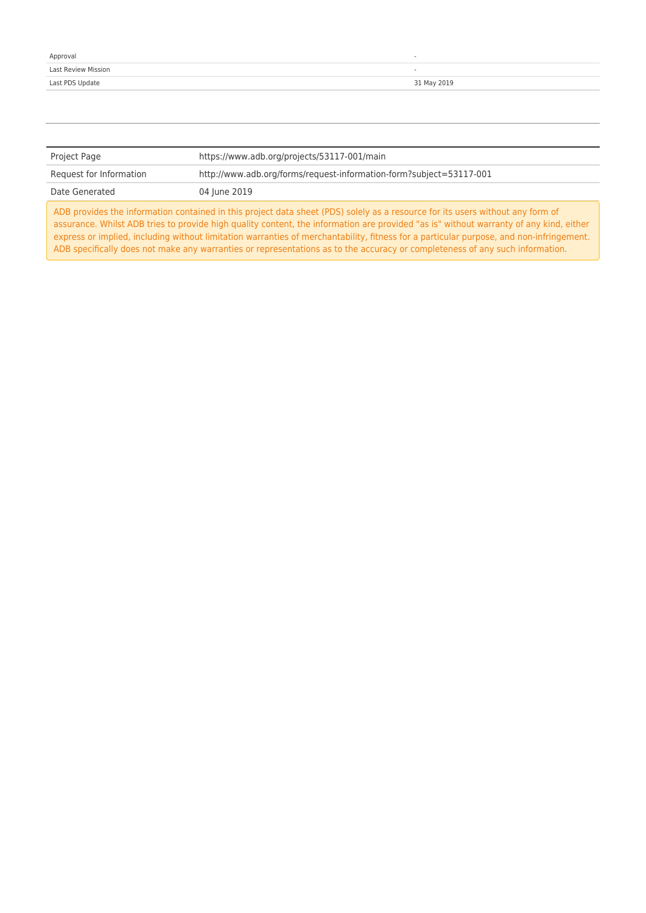| | |
|---|---|
| Approval | - |
| Last Review Mission | - |
| Last PDS Update | 31 May 2019 |

---

| | |
|---|---|
| Project Page | https://www.adb.org/projects/53117-001/main |
| Request for Information | http://www.adb.org/forms/request-information-form?subject=53117-001 |
| Date Generated | 04 June 2019 |

ADB provides the information contained in this project data sheet (PDS) solely as a resource for its users without any form of assurance. Whilst ADB tries to provide high quality content, the information are provided "as is" without warranty of any kind, either express or implied, including without limitation warranties of merchantability, fitness for a particular purpose, and non-infringement. ADB specifically does not make any warranties or representations as to the accuracy or completeness of any such information.